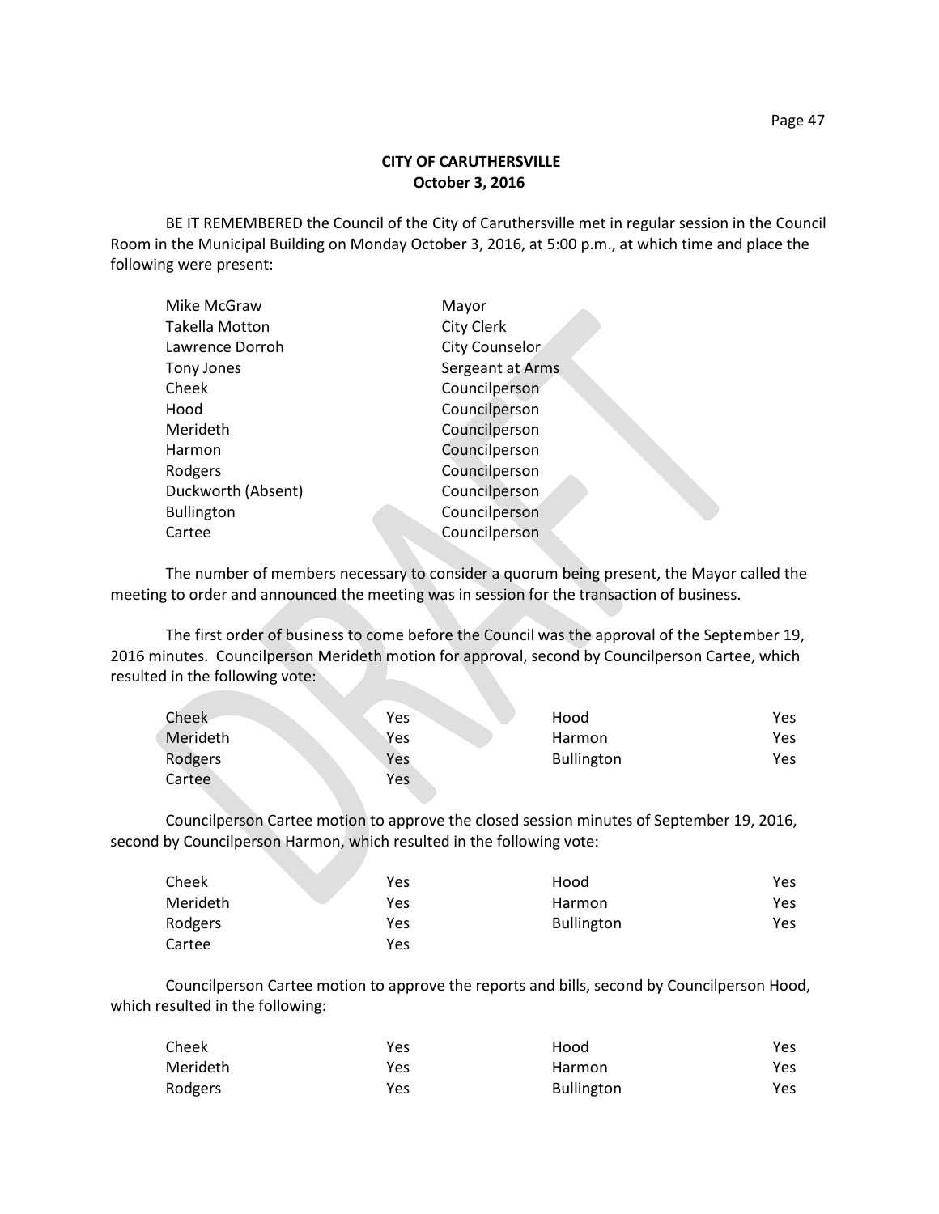**CITY OF CARUTHERSVILLE**
**October 3, 2016**

BE IT REMEMBERED the Council of the City of Caruthersville met in regular session in the Council Room in the Municipal Building on Monday October 3, 2016, at 5:00 p.m., at which time and place the following were present:

| | |
|---|---|
| Mike McGraw | Mayor |
| Takella Motton | City Clerk |
| Lawrence Dorroh | City Counselor |
| Tony Jones | Sergeant at Arms |
| Cheek | Councilperson |
| Hood | Councilperson |
| Merideth | Councilperson |
| Harmon | Councilperson |
| Rodgers | Councilperson |
| Duckworth (Absent) | Councilperson |
| Bullington | Councilperson |
| Cartee | Councilperson |

The number of members necessary to consider a quorum being present, the Mayor called the meeting to order and announced the meeting was in session for the transaction of business.

The first order of business to come before the Council was the approval of the September 19, 2016 minutes. Councilperson Merideth motion for approval, second by Councilperson Cartee, which resulted in the following vote:

| | | | |
|---|---|---|---|
| Cheek | Yes | Hood | Yes |
| Merideth | Yes | Harmon | Yes |
| Rodgers | Yes | Bullington | Yes |
| Cartee | Yes | | |

Councilperson Cartee motion to approve the closed session minutes of September 19, 2016, second by Councilperson Harmon, which resulted in the following vote:

| | | | |
|---|---|---|---|
| Cheek | Yes | Hood | Yes |
| Merideth | Yes | Harmon | Yes |
| Rodgers | Yes | Bullington | Yes |
| Cartee | Yes | | |

Councilperson Cartee motion to approve the reports and bills, second by Councilperson Hood, which resulted in the following:

| | | | |
|---|---|---|---|
| Cheek | Yes | Hood | Yes |
| Merideth | Yes | Harmon | Yes |
| Rodgers | Yes | Bullington | Yes |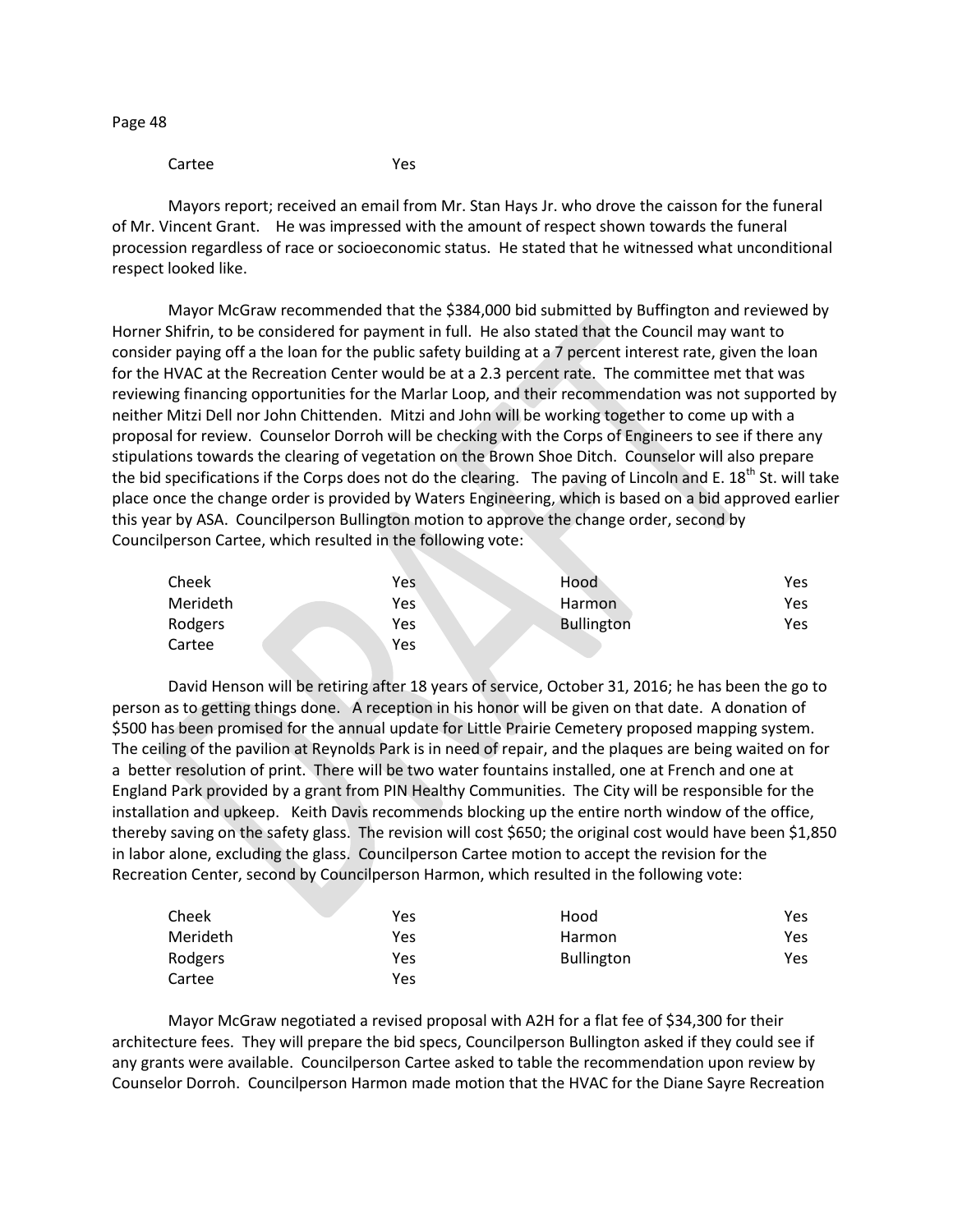Cartee Yes

Mayors report; received an email from Mr. Stan Hays Jr. who drove the caisson for the funeral of Mr. Vincent Grant. He was impressed with the amount of respect shown towards the funeral procession regardless of race or socioeconomic status. He stated that he witnessed what unconditional respect looked like.

Mayor McGraw recommended that the $384,000 bid submitted by Buffington and reviewed by Horner Shifrin, to be considered for payment in full. He also stated that the Council may want to consider paying off a the loan for the public safety building at a 7 percent interest rate, given the loan for the HVAC at the Recreation Center would be at a 2.3 percent rate. The committee met that was reviewing financing opportunities for the Marlar Loop, and their recommendation was not supported by neither Mitzi Dell nor John Chittenden. Mitzi and John will be working together to come up with a proposal for review. Counselor Dorroh will be checking with the Corps of Engineers to see if there any stipulations towards the clearing of vegetation on the Brown Shoe Ditch. Counselor will also prepare the bid specifications if the Corps does not do the clearing. The paving of Lincoln and E. 18th St. will take place once the change order is provided by Waters Engineering, which is based on a bid approved earlier this year by ASA. Councilperson Bullington motion to approve the change order, second by Councilperson Cartee, which resulted in the following vote:

| | | | |
|---|---|---|---|
| Cheek | Yes | Hood | Yes |
| Merideth | Yes | Harmon | Yes |
| Rodgers | Yes | Bullington | Yes |
| Cartee | Yes | | |

David Henson will be retiring after 18 years of service, October 31, 2016; he has been the go to person as to getting things done. A reception in his honor will be given on that date. A donation of $500 has been promised for the annual update for Little Prairie Cemetery proposed mapping system. The ceiling of the pavilion at Reynolds Park is in need of repair, and the plaques are being waited on for a better resolution of print. There will be two water fountains installed, one at French and one at England Park provided by a grant from PIN Healthy Communities. The City will be responsible for the installation and upkeep. Keith Davis recommends blocking up the entire north window of the office, thereby saving on the safety glass. The revision will cost $650; the original cost would have been $1,850 in labor alone, excluding the glass. Councilperson Cartee motion to accept the revision for the Recreation Center, second by Councilperson Harmon, which resulted in the following vote:

| | | | |
|---|---|---|---|
| Cheek | Yes | Hood | Yes |
| Merideth | Yes | Harmon | Yes |
| Rodgers | Yes | Bullington | Yes |
| Cartee | Yes | | |

Mayor McGraw negotiated a revised proposal with A2H for a flat fee of $34,300 for their architecture fees. They will prepare the bid specs, Councilperson Bullington asked if they could see if any grants were available. Councilperson Cartee asked to table the recommendation upon review by Counselor Dorroh. Councilperson Harmon made motion that the HVAC for the Diane Sayre Recreation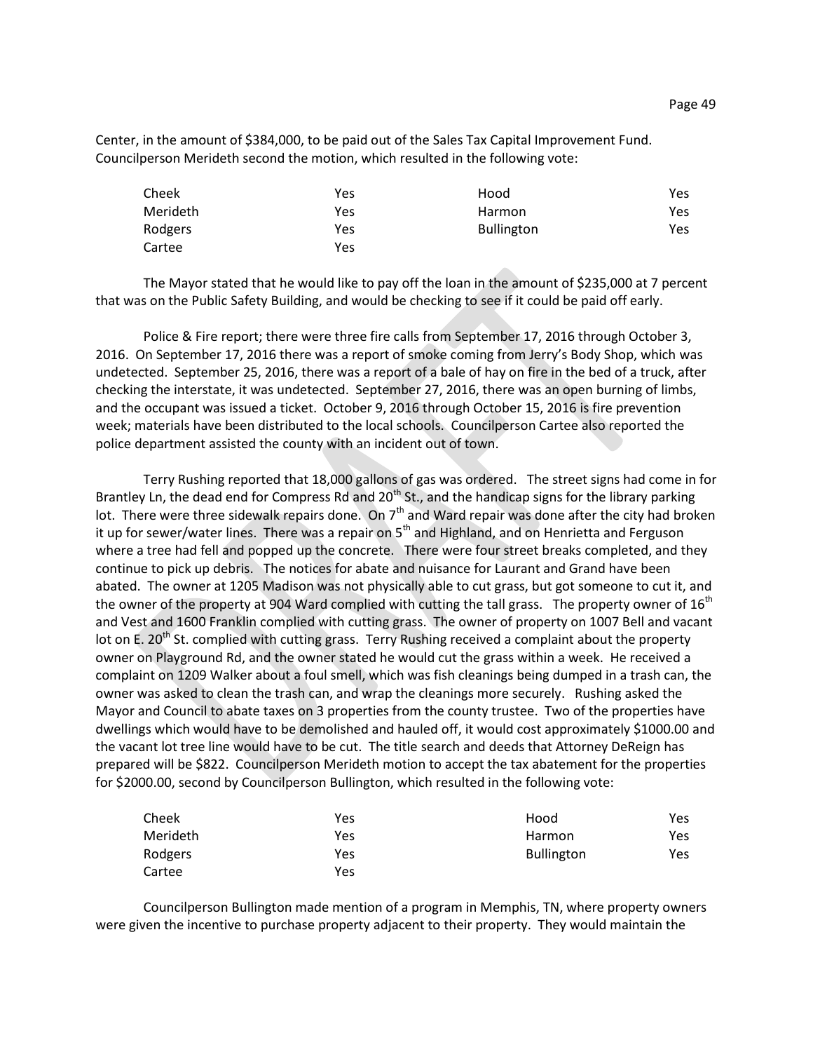Center, in the amount of $384,000, to be paid out of the Sales Tax Capital Improvement Fund. Councilperson Merideth second the motion, which resulted in the following vote:

| | | | |
|---|---|---|---|
| Cheek | Yes | Hood | Yes |
| Merideth | Yes | Harmon | Yes |
| Rodgers | Yes | Bullington | Yes |
| Cartee | Yes | | |

The Mayor stated that he would like to pay off the loan in the amount of $235,000 at 7 percent that was on the Public Safety Building, and would be checking to see if it could be paid off early.

Police & Fire report; there were three fire calls from September 17, 2016 through October 3, 2016. On September 17, 2016 there was a report of smoke coming from Jerry's Body Shop, which was undetected. September 25, 2016, there was a report of a bale of hay on fire in the bed of a truck, after checking the interstate, it was undetected. September 27, 2016, there was an open burning of limbs, and the occupant was issued a ticket. October 9, 2016 through October 15, 2016 is fire prevention week; materials have been distributed to the local schools. Councilperson Cartee also reported the police department assisted the county with an incident out of town.

Terry Rushing reported that 18,000 gallons of gas was ordered. The street signs had come in for Brantley Ln, the dead end for Compress Rd and 20th St., and the handicap signs for the library parking lot. There were three sidewalk repairs done. On 7th and Ward repair was done after the city had broken it up for sewer/water lines. There was a repair on 5th and Highland, and on Henrietta and Ferguson where a tree had fell and popped up the concrete. There were four street breaks completed, and they continue to pick up debris. The notices for abate and nuisance for Laurant and Grand have been abated. The owner at 1205 Madison was not physically able to cut grass, but got someone to cut it, and the owner of the property at 904 Ward complied with cutting the tall grass. The property owner of 16th and Vest and 1600 Franklin complied with cutting grass. The owner of property on 1007 Bell and vacant lot on E. 20th St. complied with cutting grass. Terry Rushing received a complaint about the property owner on Playground Rd, and the owner stated he would cut the grass within a week. He received a complaint on 1209 Walker about a foul smell, which was fish cleanings being dumped in a trash can, the owner was asked to clean the trash can, and wrap the cleanings more securely. Rushing asked the Mayor and Council to abate taxes on 3 properties from the county trustee. Two of the properties have dwellings which would have to be demolished and hauled off, it would cost approximately $1000.00 and the vacant lot tree line would have to be cut. The title search and deeds that Attorney DeReign has prepared will be $822. Councilperson Merideth motion to accept the tax abatement for the properties for $2000.00, second by Councilperson Bullington, which resulted in the following vote:

| | | | |
|---|---|---|---|
| Cheek | Yes | Hood | Yes |
| Merideth | Yes | Harmon | Yes |
| Rodgers | Yes | Bullington | Yes |
| Cartee | Yes | | |

Councilperson Bullington made mention of a program in Memphis, TN, where property owners were given the incentive to purchase property adjacent to their property. They would maintain the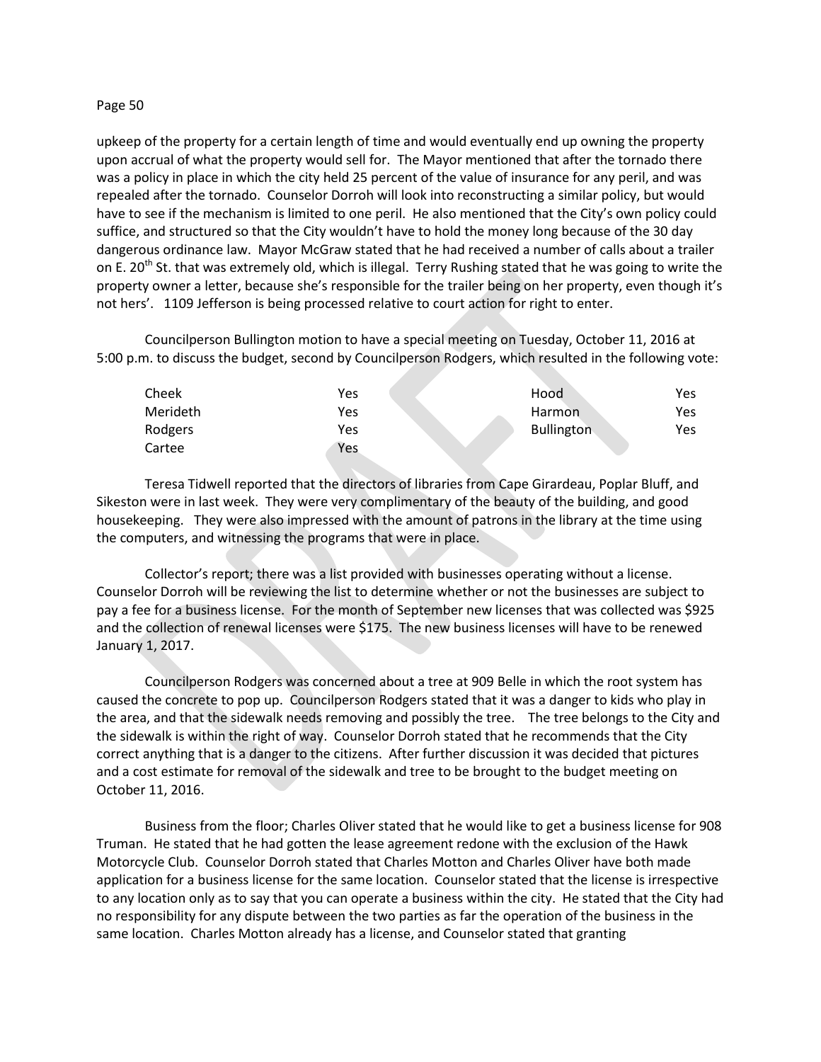upkeep of the property for a certain length of time and would eventually end up owning the property upon accrual of what the property would sell for. The Mayor mentioned that after the tornado there was a policy in place in which the city held 25 percent of the value of insurance for any peril, and was repealed after the tornado. Counselor Dorroh will look into reconstructing a similar policy, but would have to see if the mechanism is limited to one peril. He also mentioned that the City's own policy could suffice, and structured so that the City wouldn't have to hold the money long because of the 30 day dangerous ordinance law. Mayor McGraw stated that he had received a number of calls about a trailer on E. 20th St. that was extremely old, which is illegal. Terry Rushing stated that he was going to write the property owner a letter, because she's responsible for the trailer being on her property, even though it's not hers'. 1109 Jefferson is being processed relative to court action for right to enter.

Councilperson Bullington motion to have a special meeting on Tuesday, October 11, 2016 at 5:00 p.m. to discuss the budget, second by Councilperson Rodgers, which resulted in the following vote:

| | | | |
|---|---|---|---|
| Cheek | Yes | Hood | Yes |
| Merideth | Yes | Harmon | Yes |
| Rodgers | Yes | Bullington | Yes |
| Cartee | Yes | | |

Teresa Tidwell reported that the directors of libraries from Cape Girardeau, Poplar Bluff, and Sikeston were in last week. They were very complimentary of the beauty of the building, and good housekeeping. They were also impressed with the amount of patrons in the library at the time using the computers, and witnessing the programs that were in place.

Collector's report; there was a list provided with businesses operating without a license. Counselor Dorroh will be reviewing the list to determine whether or not the businesses are subject to pay a fee for a business license. For the month of September new licenses that was collected was $925 and the collection of renewal licenses were $175. The new business licenses will have to be renewed January 1, 2017.

Councilperson Rodgers was concerned about a tree at 909 Belle in which the root system has caused the concrete to pop up. Councilperson Rodgers stated that it was a danger to kids who play in the area, and that the sidewalk needs removing and possibly the tree. The tree belongs to the City and the sidewalk is within the right of way. Counselor Dorroh stated that he recommends that the City correct anything that is a danger to the citizens. After further discussion it was decided that pictures and a cost estimate for removal of the sidewalk and tree to be brought to the budget meeting on October 11, 2016.

Business from the floor; Charles Oliver stated that he would like to get a business license for 908 Truman. He stated that he had gotten the lease agreement redone with the exclusion of the Hawk Motorcycle Club. Counselor Dorroh stated that Charles Motton and Charles Oliver have both made application for a business license for the same location. Counselor stated that the license is irrespective to any location only as to say that you can operate a business within the city. He stated that the City had no responsibility for any dispute between the two parties as far the operation of the business in the same location. Charles Motton already has a license, and Counselor stated that granting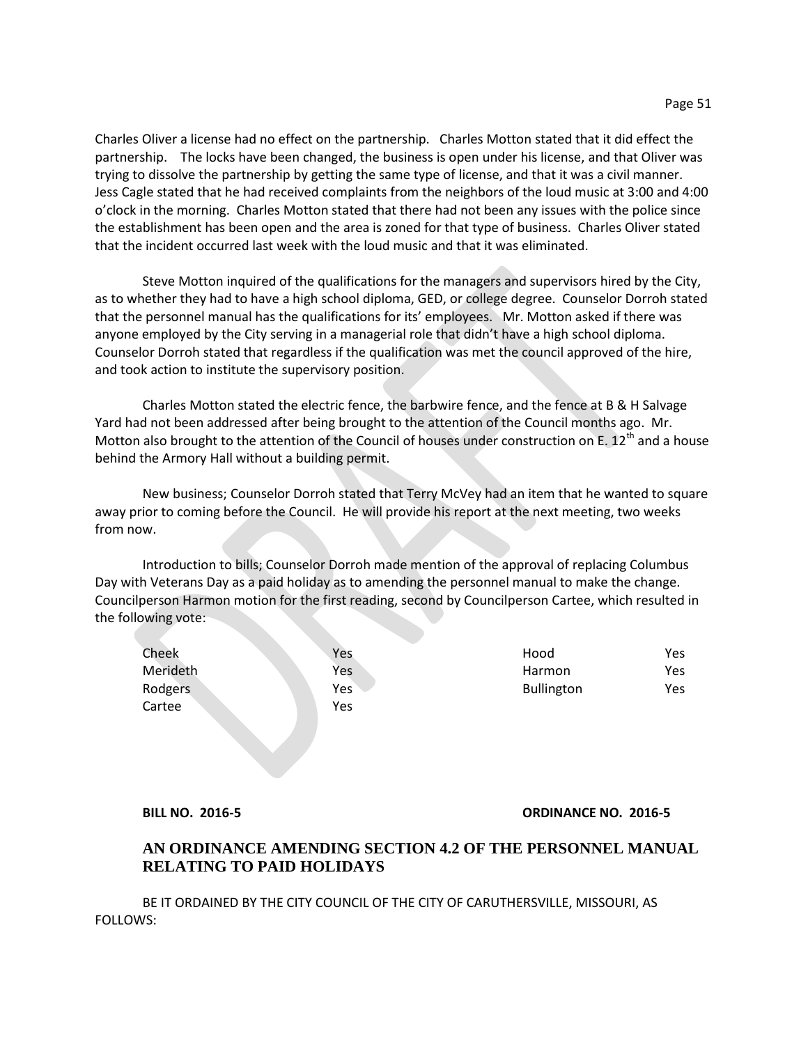Charles Oliver a license had no effect on the partnership. Charles Motton stated that it did effect the partnership. The locks have been changed, the business is open under his license, and that Oliver was trying to dissolve the partnership by getting the same type of license, and that it was a civil manner. Jess Cagle stated that he had received complaints from the neighbors of the loud music at 3:00 and 4:00 o'clock in the morning. Charles Motton stated that there had not been any issues with the police since the establishment has been open and the area is zoned for that type of business. Charles Oliver stated that the incident occurred last week with the loud music and that it was eliminated.

Steve Motton inquired of the qualifications for the managers and supervisors hired by the City, as to whether they had to have a high school diploma, GED, or college degree. Counselor Dorroh stated that the personnel manual has the qualifications for its' employees. Mr. Motton asked if there was anyone employed by the City serving in a managerial role that didn't have a high school diploma. Counselor Dorroh stated that regardless if the qualification was met the council approved of the hire, and took action to institute the supervisory position.

Charles Motton stated the electric fence, the barbwire fence, and the fence at B & H Salvage Yard had not been addressed after being brought to the attention of the Council months ago. Mr. Motton also brought to the attention of the Council of houses under construction on E. 12th and a house behind the Armory Hall without a building permit.

New business; Counselor Dorroh stated that Terry McVey had an item that he wanted to square away prior to coming before the Council. He will provide his report at the next meeting, two weeks from now.

Introduction to bills; Counselor Dorroh made mention of the approval of replacing Columbus Day with Veterans Day as a paid holiday as to amending the personnel manual to make the change. Councilperson Harmon motion for the first reading, second by Councilperson Cartee, which resulted in the following vote:

| | | | |
|---|---|---|---|
| Cheek | Yes | Hood | Yes |
| Merideth | Yes | Harmon | Yes |
| Rodgers | Yes | Bullington | Yes |
| Cartee | Yes | | |

**BILL NO. 2016-5** **ORDINANCE NO. 2016-5**

## AN ORDINANCE AMENDING SECTION 4.2 OF THE PERSONNEL MANUAL RELATING TO PAID HOLIDAYS

BE IT ORDAINED BY THE CITY COUNCIL OF THE CITY OF CARUTHERSVILLE, MISSOURI, AS FOLLOWS: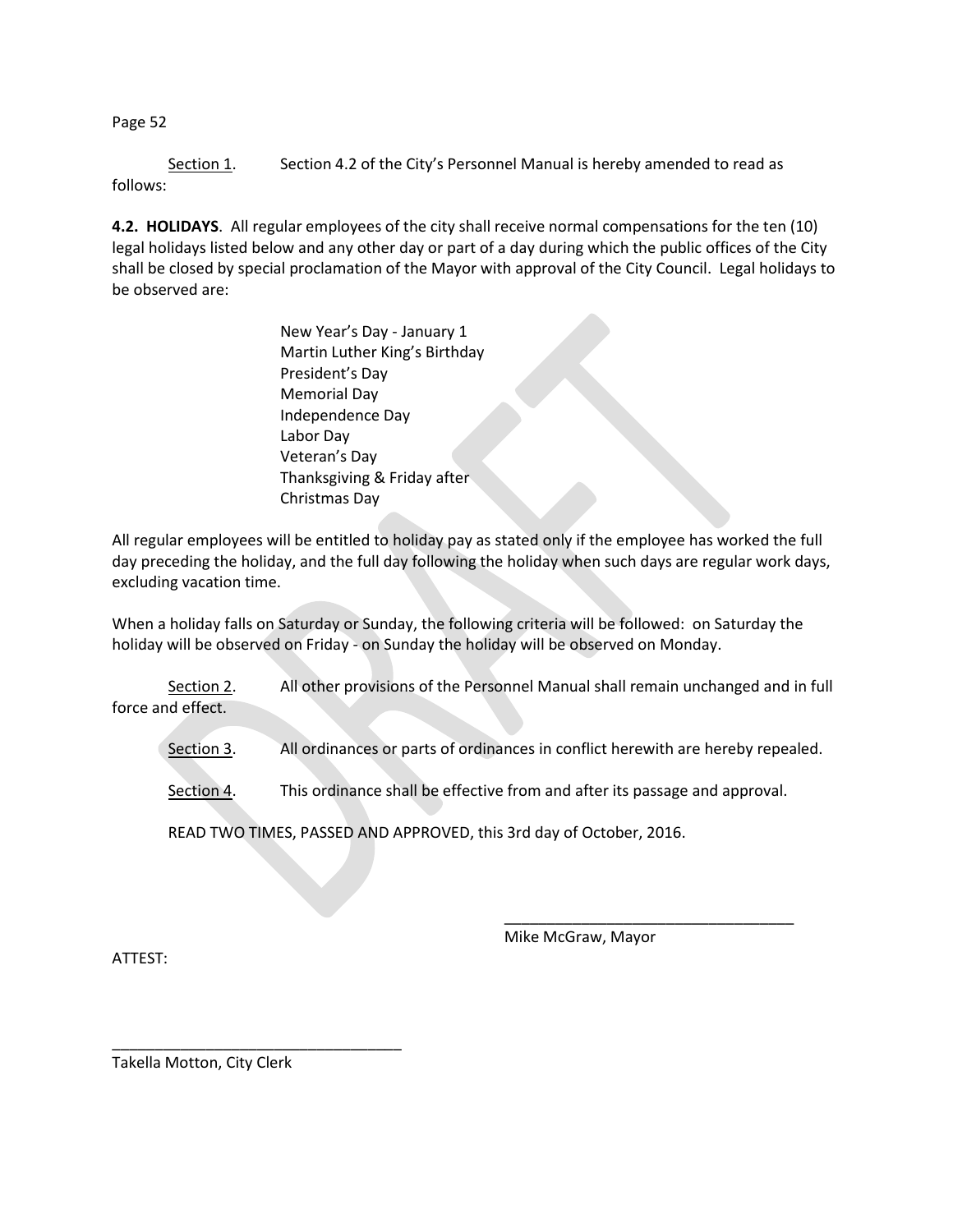Section 1. Section 4.2 of the City's Personnel Manual is hereby amended to read as follows:

**4.2. HOLIDAYS**. All regular employees of the city shall receive normal compensations for the ten (10) legal holidays listed below and any other day or part of a day during which the public offices of the City shall be closed by special proclamation of the Mayor with approval of the City Council. Legal holidays to be observed are:

New Year's Day - January 1
Martin Luther King's Birthday
President's Day
Memorial Day
Independence Day
Labor Day
Veteran's Day
Thanksgiving & Friday after
Christmas Day

All regular employees will be entitled to holiday pay as stated only if the employee has worked the full day preceding the holiday, and the full day following the holiday when such days are regular work days, excluding vacation time.

When a holiday falls on Saturday or Sunday, the following criteria will be followed: on Saturday the holiday will be observed on Friday - on Sunday the holiday will be observed on Monday.

Section 2. All other provisions of the Personnel Manual shall remain unchanged and in full force and effect.

Section 3. All ordinances or parts of ordinances in conflict herewith are hereby repealed.

Section 4. This ordinance shall be effective from and after its passage and approval.

READ TWO TIMES, PASSED AND APPROVED, this 3rd day of October, 2016.

\_\_\_\_\_\_\_\_\_\_\_\_\_\_\_\_\_\_\_\_\_\_\_\_\_\_\_\_\_\_\_\_\_\_
Mike McGraw, Mayor

ATTEST:

\_\_\_\_\_\_\_\_\_\_\_\_\_\_\_\_\_\_\_\_\_\_\_\_\_\_\_\_\_\_\_\_\_\_
Takella Motton, City Clerk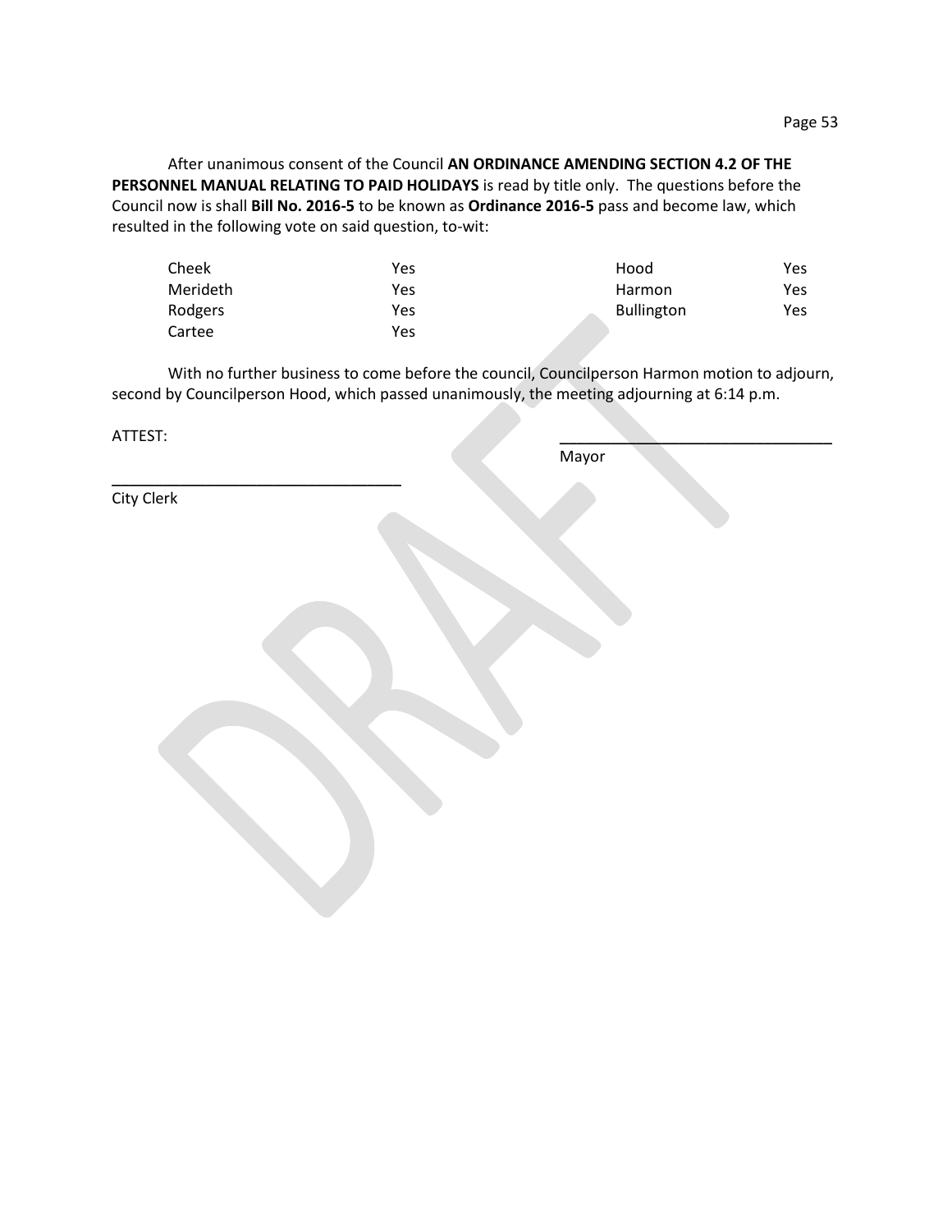After unanimous consent of the Council **AN ORDINANCE AMENDING SECTION 4.2 OF THE PERSONNEL MANUAL RELATING TO PAID HOLIDAYS** is read by title only. The questions before the Council now is shall **Bill No. 2016-5** to be known as **Ordinance 2016-5** pass and become law, which resulted in the following vote on said question, to-wit:

| | | | |
|---|---|---|---|
| Cheek | Yes | Hood | Yes |
| Merideth | Yes | Harmon | Yes |
| Rodgers | Yes | Bullington | Yes |
| Cartee | Yes | | |

With no further business to come before the council, Councilperson Harmon motion to adjourn, second by Councilperson Hood, which passed unanimously, the meeting adjourning at 6:14 p.m.

ATTEST:

\_\_\_\_\_\_\_\_\_\_\_\_\_\_\_\_\_\_\_\_\_\_\_\_\_\_\_\_\_\_\_\_
Mayor

\_\_\_\_\_\_\_\_\_\_\_\_\_\_\_\_\_\_\_\_\_\_\_\_\_\_\_\_\_\_\_\_
City Clerk

DRAFT